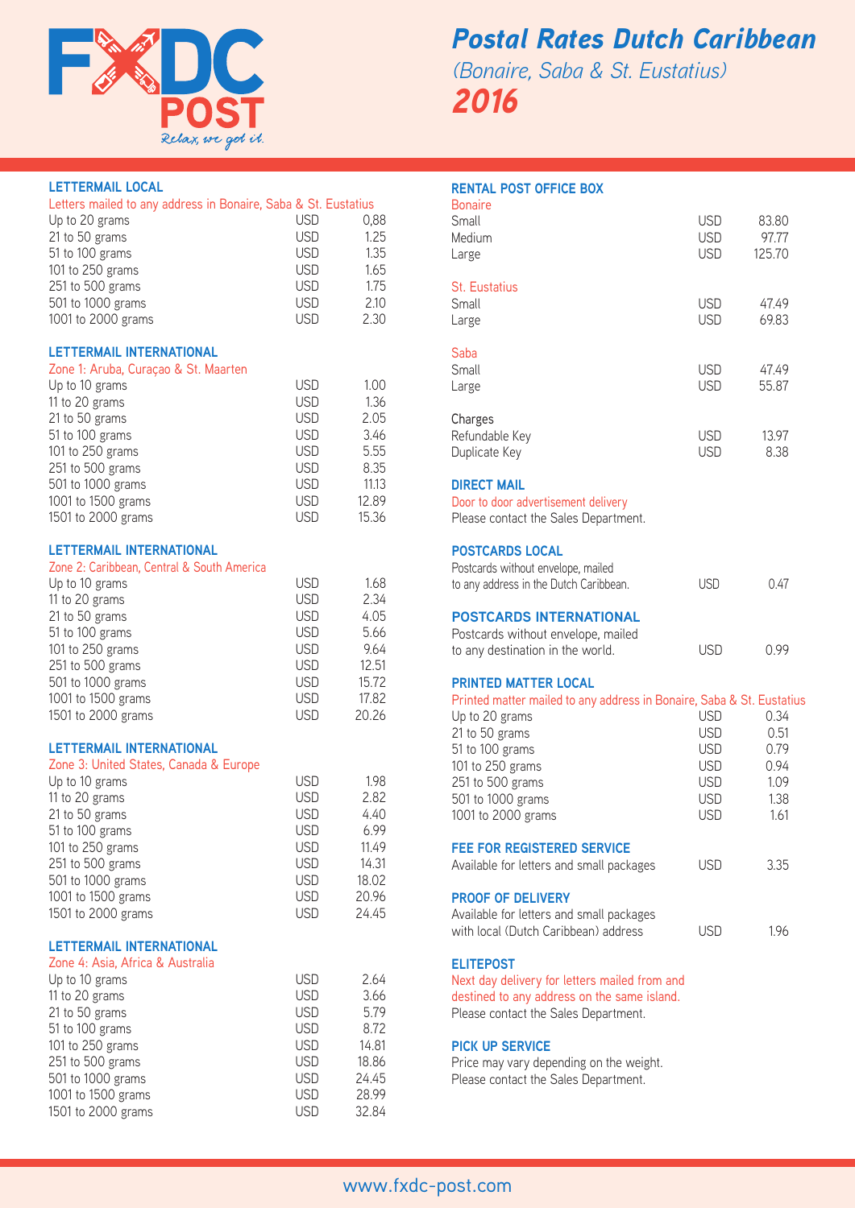# Postal Rates Dutch Caribbean

*(Bonaire, Saba & St. Eustatius)*

***2016***

## LETTERMAIL LOCAL

Letters mailed to any address in Bonaire, Saba & St. Eustatius

| Weight | Currency | Rate |
|---|---|---|
| Up to 20 grams | USD | 0,88 |
| 21 to 50 grams | USD | 1.25 |
| 51 to 100 grams | USD | 1.35 |
| 101 to 250 grams | USD | 1.65 |
| 251 to 500 grams | USD | 1.75 |
| 501 to 1000 grams | USD | 2.10 |
| 1001 to 2000 grams | USD | 2.30 |

## LETTERMAIL INTERNATIONAL

Zone 1: Aruba, Curaçao & St. Maarten

| Weight | Currency | Rate |
|---|---|---|
| Up to 10 grams | USD | 1.00 |
| 11 to 20 grams | USD | 1.36 |
| 21 to 50 grams | USD | 2.05 |
| 51 to 100 grams | USD | 3.46 |
| 101 to 250 grams | USD | 5.55 |
| 251 to 500 grams | USD | 8.35 |
| 501 to 1000 grams | USD | 11.13 |
| 1001 to 1500 grams | USD | 12.89 |
| 1501 to 2000 grams | USD | 15.36 |

## LETTERMAIL INTERNATIONAL

Zone 2: Caribbean, Central & South America

| Weight | Currency | Rate |
|---|---|---|
| Up to 10 grams | USD | 1.68 |
| 11 to 20 grams | USD | 2.34 |
| 21 to 50 grams | USD | 4.05 |
| 51 to 100 grams | USD | 5.66 |
| 101 to 250 grams | USD | 9.64 |
| 251 to 500 grams | USD | 12.51 |
| 501 to 1000 grams | USD | 15.72 |
| 1001 to 1500 grams | USD | 17.82 |
| 1501 to 2000 grams | USD | 20.26 |

## LETTERMAIL INTERNATIONAL

Zone 3: United States, Canada & Europe

| Weight | Currency | Rate |
|---|---|---|
| Up to 10 grams | USD | 1.98 |
| 11 to 20 grams | USD | 2.82 |
| 21 to 50 grams | USD | 4.40 |
| 51 to 100 grams | USD | 6.99 |
| 101 to 250 grams | USD | 11.49 |
| 251 to 500 grams | USD | 14.31 |
| 501 to 1000 grams | USD | 18.02 |
| 1001 to 1500 grams | USD | 20.96 |
| 1501 to 2000 grams | USD | 24.45 |

## LETTERMAIL INTERNATIONAL

Zone 4: Asia, Africa & Australia

| Weight | Currency | Rate |
|---|---|---|
| Up to 10 grams | USD | 2.64 |
| 11 to 20 grams | USD | 3.66 |
| 21 to 50 grams | USD | 5.79 |
| 51 to 100 grams | USD | 8.72 |
| 101 to 250 grams | USD | 14.81 |
| 251 to 500 grams | USD | 18.86 |
| 501 to 1000 grams | USD | 24.45 |
| 1001 to 1500 grams | USD | 28.99 |
| 1501 to 2000 grams | USD | 32.84 |

## RENTAL POST OFFICE BOX

| Item | Currency | Rate |
|---|---|---|
| **Bonaire** | | |
| Small | USD | 83.80 |
| Medium | USD | 97.77 |
| Large | USD | 125.70 |
| **St. Eustatius** | | |
| Small | USD | 47.49 |
| Large | USD | 69.83 |
| **Saba** | | |
| Small | USD | 47.49 |
| Large | USD | 55.87 |
| **Charges** | | |
| Refundable Key | USD | 13.97 |
| Duplicate Key | USD | 8.38 |

## DIRECT MAIL

Door to door advertisement delivery

Please contact the Sales Department.

## POSTCARDS LOCAL

Postcards without envelope, mailed to any address in the Dutch Caribbean. USD 0.47

## POSTCARDS INTERNATIONAL

Postcards without envelope, mailed to any destination in the world. USD 0.99

## PRINTED MATTER LOCAL

Printed matter mailed to any address in Bonaire, Saba & St. Eustatius

| Weight | Currency | Rate |
|---|---|---|
| Up to 20 grams | USD | 0.34 |
| 21 to 50 grams | USD | 0.51 |
| 51 to 100 grams | USD | 0.79 |
| 101 to 250 grams | USD | 0.94 |
| 251 to 500 grams | USD | 1.09 |
| 501 to 1000 grams | USD | 1.38 |
| 1001 to 2000 grams | USD | 1.61 |

## FEE FOR REGISTERED SERVICE

Available for letters and small packages USD 3.35

## PROOF OF DELIVERY

Available for letters and small packages with local (Dutch Caribbean) address USD 1.96

## ELITEPOST

Next day delivery for letters mailed from and destined to any address on the same island.

Please contact the Sales Department.

## PICK UP SERVICE

Price may vary depending on the weight.

Please contact the Sales Department.

www.fxdc-post.com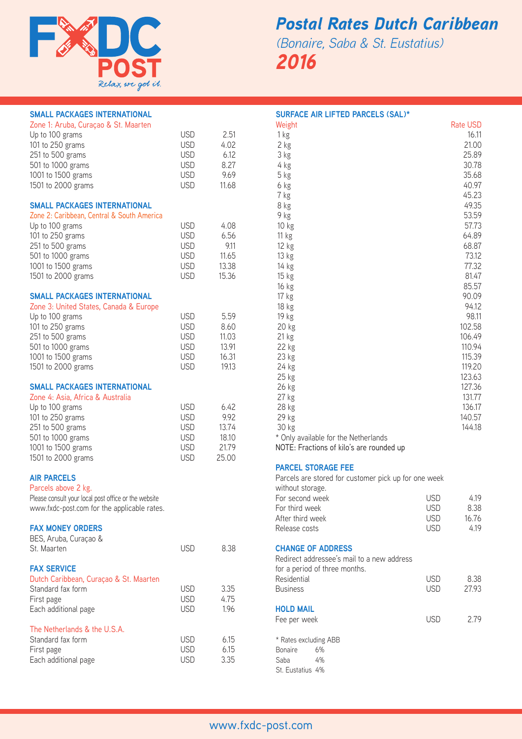# Postal Rates Dutch Caribbean

*(Bonaire, Saba & St. Eustatius)*

***2016***

### SMALL PACKAGES INTERNATIONAL

Zone 1: Aruba, Curaçao & St. Maarten

| | | |
|---|---|---|
| Up to 100 grams | USD | 2.51 |
| 101 to 250 grams | USD | 4.02 |
| 251 to 500 grams | USD | 6.12 |
| 501 to 1000 grams | USD | 8.27 |
| 1001 to 1500 grams | USD | 9.69 |
| 1501 to 2000 grams | USD | 11.68 |

### SMALL PACKAGES INTERNATIONAL

Zone 2: Caribbean, Central & South America

| | | |
|---|---|---|
| Up to 100 grams | USD | 4.08 |
| 101 to 250 grams | USD | 6.56 |
| 251 to 500 grams | USD | 9.11 |
| 501 to 1000 grams | USD | 11.65 |
| 1001 to 1500 grams | USD | 13.38 |
| 1501 to 2000 grams | USD | 15.36 |

### SMALL PACKAGES INTERNATIONAL

Zone 3: United States, Canada & Europe

| | | |
|---|---|---|
| Up to 100 grams | USD | 5.59 |
| 101 to 250 grams | USD | 8.60 |
| 251 to 500 grams | USD | 11.03 |
| 501 to 1000 grams | USD | 13.91 |
| 1001 to 1500 grams | USD | 16.31 |
| 1501 to 2000 grams | USD | 19.13 |

### SMALL PACKAGES INTERNATIONAL

Zone 4: Asia, Africa & Australia

| | | |
|---|---|---|
| Up to 100 grams | USD | 6.42 |
| 101 to 250 grams | USD | 9.92 |
| 251 to 500 grams | USD | 13.74 |
| 501 to 1000 grams | USD | 18.10 |
| 1001 to 1500 grams | USD | 21.79 |
| 1501 to 2000 grams | USD | 25.00 |

### AIR PARCELS

Parcels above 2 kg.

Please consult your local post office or the website www.fxdc-post.com for the applicable rates.

### FAX MONEY ORDERS

| | | |
|---|---|---|
| BES, Aruba, Curaçao & St. Maarten | USD | 8.38 |

### FAX SERVICE

Dutch Caribbean, Curaçao & St. Maarten

| | | |
|---|---|---|
| Standard fax form | USD | 3.35 |
| First page | USD | 4.75 |
| Each additional page | USD | 1.96 |

The Netherlands & the U.S.A.

| | | |
|---|---|---|
| Standard fax form | USD | 6.15 |
| First page | USD | 6.15 |
| Each additional page | USD | 3.35 |

### SURFACE AIR LIFTED PARCELS (SAL)*

| Weight | Rate USD |
|---|---|
| 1 kg | 16.11 |
| 2 kg | 21.00 |
| 3 kg | 25.89 |
| 4 kg | 30.78 |
| 5 kg | 35.68 |
| 6 kg | 40.97 |
| 7 kg | 45.23 |
| 8 kg | 49.35 |
| 9 kg | 53.59 |
| 10 kg | 57.73 |
| 11 kg | 64.89 |
| 12 kg | 68.87 |
| 13 kg | 73.12 |
| 14 kg | 77.32 |
| 15 kg | 81.47 |
| 16 kg | 85.57 |
| 17 kg | 90.09 |
| 18 kg | 94.12 |
| 19 kg | 98.11 |
| 20 kg | 102.58 |
| 21 kg | 106.49 |
| 22 kg | 110.94 |
| 23 kg | 115.39 |
| 24 kg | 119.20 |
| 25 kg | 123.63 |
| 26 kg | 127.36 |
| 27 kg | 131.77 |
| 28 kg | 136.17 |
| 29 kg | 140.57 |
| 30 kg | 144.18 |

* Only available for the Netherlands

NOTE: Fractions of kilo's are rounded up

### PARCEL STORAGE FEE

Parcels are stored for customer pick up for one week without storage.

| | | |
|---|---|---|
| For second week | USD | 4.19 |
| For third week | USD | 8.38 |
| After third week | USD | 16.76 |
| Release costs | USD | 4.19 |

### CHANGE OF ADDRESS

Redirect addressee's mail to a new address for a period of three months.

| | | |
|---|---|---|
| Residential | USD | 8.38 |
| Business | USD | 27.93 |

### HOLD MAIL

| | | |
|---|---|---|
| Fee per week | USD | 2.79 |

* Rates excluding ABB

| | |
|---|---|
| Bonaire | 6% |
| Saba | 4% |
| St. Eustatius | 4% |

www.fxdc-post.com